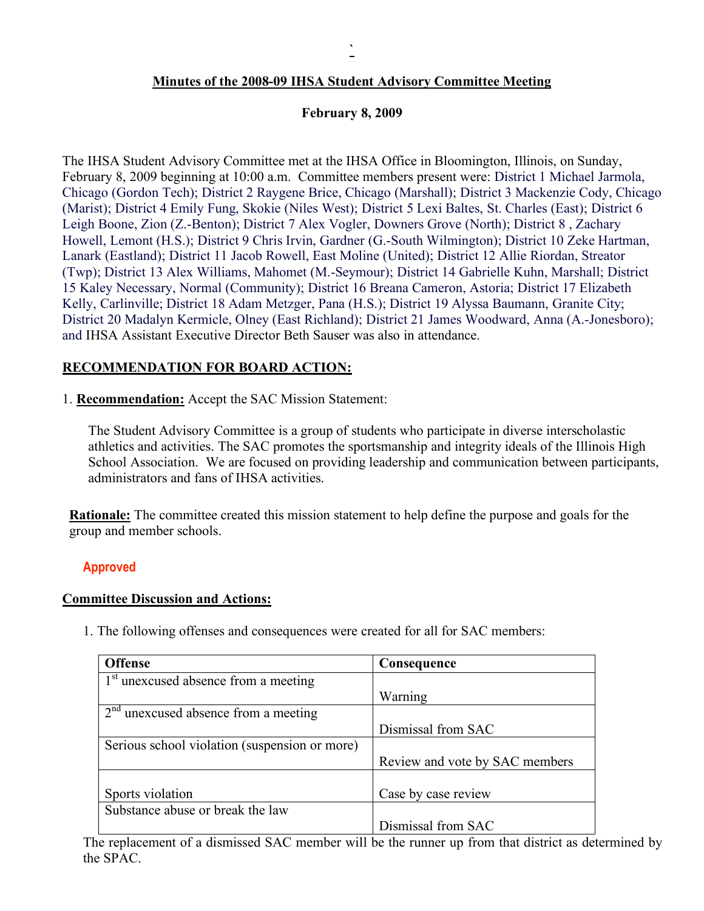# Minutes of the 2008-09 IHSA Student Advisory Committee Meeting

**February 8, 2009**

The IHSA Student Advisory Committee met at the IHSA Office in Bloomington, Illinois, on Sunday, February 8, 2009 beginning at 10:00 a.m. Committee members present were: District 1 Michael Jarmola, Chicago (Gordon Tech); District 2 Raygene Brice, Chicago (Marshall); District 3 Mackenzie Cody, Chicago (Marist); District 4 Emily Fung, Skokie (Niles West); District 5 Lexi Baltes, St. Charles (East); District 6 Leigh Boone, Zion (Z.-Benton); District 7 Alex Vogler, Downers Grove (North); District 8 , Zachary Howell, Lemont (H.S.); District 9 Chris Irvin, Gardner (G.-South Wilmington); District 10 Zeke Hartman, Lanark (Eastland); District 11 Jacob Rowell, East Moline (United); District 12 Allie Riordan, Streator (Twp); District 13 Alex Williams, Mahomet (M.-Seymour); District 14 Gabrielle Kuhn, Marshall; District 15 Kaley Necessary, Normal (Community); District 16 Breana Cameron, Astoria; District 17 Elizabeth Kelly, Carlinville; District 18 Adam Metzger, Pana (H.S.); District 19 Alyssa Baumann, Granite City; District 20 Madalyn Kermicle, Olney (East Richland); District 21 James Woodward, Anna (A.-Jonesboro); and IHSA Assistant Executive Director Beth Sauser was also in attendance.

## RECOMMENDATION FOR BOARD ACTION:

1. **Recommendation:** Accept the SAC Mission Statement:

   The Student Advisory Committee is a group of students who participate in diverse interscholastic athletics and activities. The SAC promotes the sportsmanship and integrity ideals of the Illinois High School Association. We are focused on providing leadership and communication between participants, administrators and fans of IHSA activities.

**Rationale:** The committee created this mission statement to help define the purpose and goals for the group and member schools.

**Approved**

## Committee Discussion and Actions:

1. The following offenses and consequences were created for all for SAC members:

| Offense | Consequence |
|---|---|
| 1st unexcused absence from a meeting | Warning |
| 2nd unexcused absence from a meeting | Dismissal from SAC |
| Serious school violation (suspension or more) | Review and vote by SAC members |
| Sports violation | Case by case review |
| Substance abuse or break the law | Dismissal from SAC |

The replacement of a dismissed SAC member will be the runner up from that district as determined by the SPAC.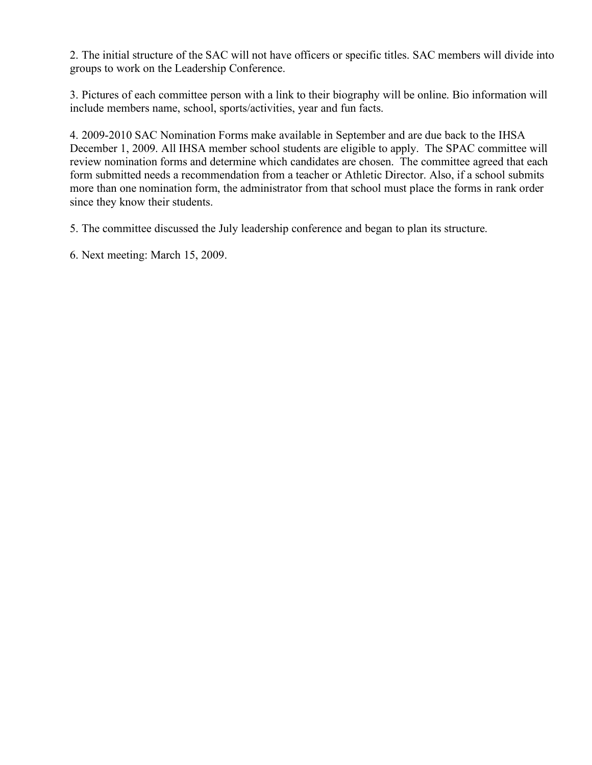2. The initial structure of the SAC will not have officers or specific titles. SAC members will divide into groups to work on the Leadership Conference.

3. Pictures of each committee person with a link to their biography will be online. Bio information will include members name, school, sports/activities, year and fun facts.

4. 2009-2010 SAC Nomination Forms make available in September and are due back to the IHSA December 1, 2009. All IHSA member school students are eligible to apply. The SPAC committee will review nomination forms and determine which candidates are chosen. The committee agreed that each form submitted needs a recommendation from a teacher or Athletic Director. Also, if a school submits more than one nomination form, the administrator from that school must place the forms in rank order since they know their students.

5. The committee discussed the July leadership conference and began to plan its structure.

6. Next meeting: March 15, 2009.